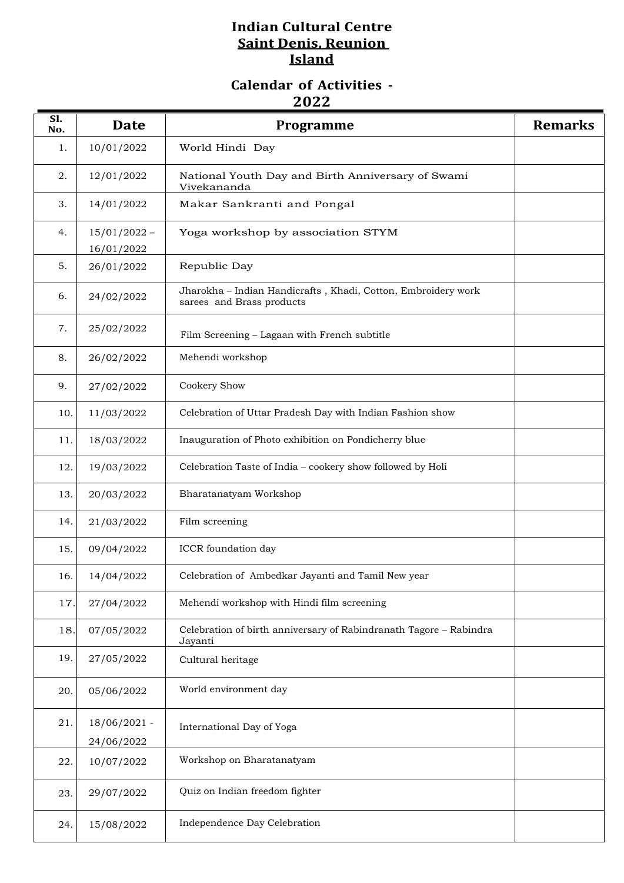# Indian Cultural Centre
## Saint Denis, Reunion Island

## Calendar of Activities - 2022

| Sl. No. | Date | Programme | Remarks |
|---|---|---|---|
| 1. | 10/01/2022 | World Hindi Day | |
| 2. | 12/01/2022 | National Youth Day and Birth Anniversary of Swami Vivekananda | |
| 3. | 14/01/2022 | Makar Sankranti and Pongal | |
| 4. | 15/01/2022 – 16/01/2022 | Yoga workshop by association STYM | |
| 5. | 26/01/2022 | Republic Day | |
| 6. | 24/02/2022 | Jharokha – Indian Handicrafts , Khadi, Cotton, Embroidery work sarees and Brass products | |
| 7. | 25/02/2022 | Film Screening – Lagaan with French subtitle | |
| 8. | 26/02/2022 | Mehendi workshop | |
| 9. | 27/02/2022 | Cookery Show | |
| 10. | 11/03/2022 | Celebration of Uttar Pradesh Day with Indian Fashion show | |
| 11. | 18/03/2022 | Inauguration of Photo exhibition on Pondicherry blue | |
| 12. | 19/03/2022 | Celebration Taste of India – cookery show followed by Holi | |
| 13. | 20/03/2022 | Bharatanatyam Workshop | |
| 14. | 21/03/2022 | Film screening | |
| 15. | 09/04/2022 | ICCR foundation day | |
| 16. | 14/04/2022 | Celebration of Ambedkar Jayanti and Tamil New year | |
| 17. | 27/04/2022 | Mehendi workshop with Hindi film screening | |
| 18. | 07/05/2022 | Celebration of birth anniversary of Rabindranath Tagore – Rabindra Jayanti | |
| 19. | 27/05/2022 | Cultural heritage | |
| 20. | 05/06/2022 | World environment day | |
| 21. | 18/06/2021 - 24/06/2022 | International Day of Yoga | |
| 22. | 10/07/2022 | Workshop on Bharatanatyam | |
| 23. | 29/07/2022 | Quiz on Indian freedom fighter | |
| 24. | 15/08/2022 | Independence Day Celebration | |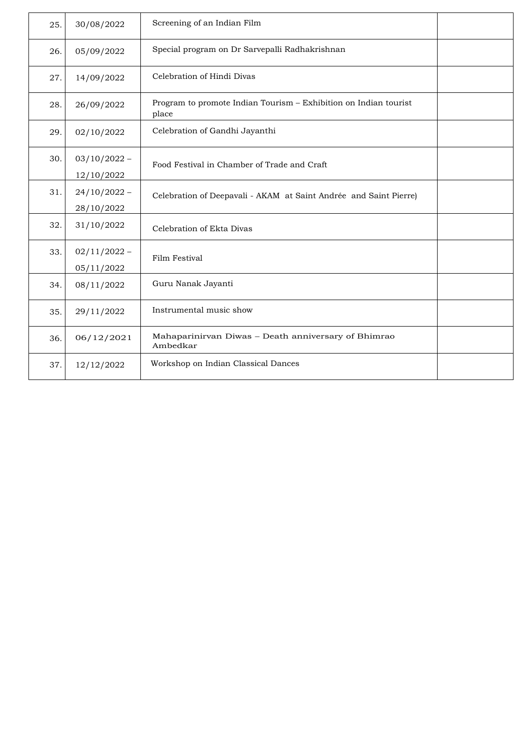| | | | |
|---|---|---|---|
| 25. | 30/08/2022 | Screening of an Indian Film | |
| 26. | 05/09/2022 | Special program on Dr Sarvepalli Radhakrishnan | |
| 27. | 14/09/2022 | Celebration of Hindi Divas | |
| 28. | 26/09/2022 | Program to promote Indian Tourism – Exhibition on Indian tourist place | |
| 29. | 02/10/2022 | Celebration of Gandhi Jayanthi | |
| 30. | 03/10/2022 – 12/10/2022 | Food Festival in Chamber of Trade and Craft | |
| 31. | 24/10/2022 – 28/10/2022 | Celebration of Deepavali - AKAM at Saint Andrée and Saint Pierre) | |
| 32. | 31/10/2022 | Celebration of Ekta Divas | |
| 33. | 02/11/2022 – 05/11/2022 | Film Festival | |
| 34. | 08/11/2022 | Guru Nanak Jayanti | |
| 35. | 29/11/2022 | Instrumental music show | |
| 36. | 06/12/2021 | Mahaparinirvan Diwas – Death anniversary of Bhimrao Ambedkar | |
| 37. | 12/12/2022 | Workshop on Indian Classical Dances | |